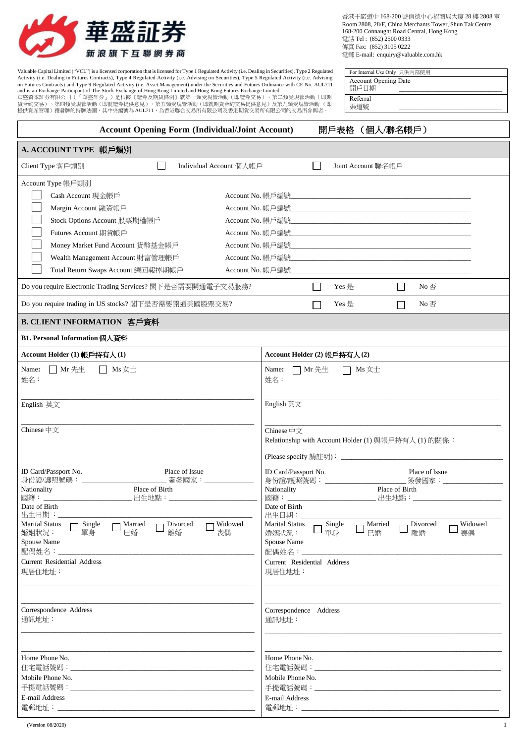**華盛証券**
**新浪旗下互聯網券商**

香港干諾道中 168-200 號信德中心招商局大廈 28 樓 2808 室
Room 2808, 28/F, China Merchants Tower, Shun Tak Centre
168-200 Connaught Road Central, Hong Kong
電話 Tel : (852) 2500 0333
傳真 Fax: (852) 3105 0222
電郵 E-mail: enquiry@valuable.com.hk

Valuable Capital Limited ("VCL") is a licensed corporation that is licensed for Type 1 Regulated Activity (i.e. Dealing in Securities), Type 2 Regulated Activity (i.e. Dealing in Futures Contracts), Type 4 Regulated Activity (i.e. Advising on Securities), Type 5 Regulated Activity (i.e. Advising on Futures Contracts) and Type 9 Regulated Activity (i.e. Asset Management) under the Securities and Futures Ordinance with CE No. AUL711 and is an Exchange Participant of The Stock Exchange of Hong Kong Limited and Hong Kong Futures Exchange Limited.
華盛資本証券有限公司（「華盛証券」）是根據《證券及期貨條例》就第一類受規管活動（即證券交易）、第二類受規管活動（即期貨合約交易）、第四類受規管活動（即就證券提供意見）、第五類受規管活動（即就期貨合約交易提供意見）及第九類受規管活動（即提供資產管理）獲發牌的持牌法團，其中央編號為 AUL711，為香港聯合交易所有限公司及香港期貨交易所有限公司的交易所參與者。

| For Internal Use Only 只供內部使用 | |
|---|---|
| Account Opening Date 開戶日期 | ______ |
| Referral 渠道號 | ______ |

# Account Opening Form (Individual/Joint Account) 開戶表格（個人/聯名帳戶）

## A. ACCOUNT TYPE 帳戶類別

Client Type 客戶類別 ☐ Individual Account 個人帳戶 ☐ Joint Account 聯名帳戶

Account Type 帳戶類別

| | Account Type | Account No. |
|---|---|---|
| ☐ | Cash Account 現金帳戶 | Account No. 帳戶編號 ______ |
| ☐ | Margin Account 融資帳戶 | Account No. 帳戶編號 ______ |
| ☐ | Stock Options Account 股票期權帳戶 | Account No. 帳戶編號 ______ |
| ☐ | Futures Account 期貨帳戶 | Account No. 帳戶編號 ______ |
| ☐ | Money Market Fund Account 貨幣基金帳戶 | Account No. 帳戶編號 ______ |
| ☐ | Wealth Management Account 財富管理帳戶 | Account No. 帳戶編號 ______ |
| ☐ | Total Return Swaps Account 總回報掉期帳戶 | Account No. 帳戶編號 ______ |

Do you require Electronic Trading Services? 閣下是否需要開通電子交易服務? ☐ Yes 是 ☐ No 否

Do you require trading in US stocks? 閣下是否需要開通美國股票交易? ☐ Yes 是 ☐ No 否

## B. CLIENT INFORMATION 客戶資料

### B1. Personal Information 個人資料

| Account Holder (1) 帳戶持有人 (1) | Account Holder (2) 帳戶持有人 (2) |
|---|---|
| Name: ☐ Mr 先生 ☐ Ms 女士<br>姓名： | Name: ☐ Mr 先生 ☐ Ms 女士<br>姓名： |
| English 英文 ______ | English 英文 ______ |
| Chinese 中文 ______ | Chinese 中文<br>Relationship with Account Holder (1) 與帳戶持有人 (1) 的關係：<br>(Please specify 請註明)：______ |
| ID Card/Passport No. 身份證/護照號碼：______ Place of Issue 簽發國家：______ | ID Card/Passport No. 身份證/護照號碼：______ Place of Issue 簽發國家：______ |
| Nationality 國籍：______ Place of Birth 出生地點：______ | Nationality 國籍：______ Place of Birth 出生地點：______ |
| Date of Birth 出生日期：______ | Date of Birth 出生日期：______ |
| Marital Status 婚姻狀況：☐ Single 單身 ☐ Married 已婚 ☐ Divorced 離婚 ☐ Widowed 喪偶 | Marital Status 婚姻狀況：☐ Single 單身 ☐ Married 已婚 ☐ Divorced 離婚 ☐ Widowed 喪偶 |
| Spouse Name 配偶姓名：______ | Spouse Name 配偶姓名：______ |
| Current Residential Address 現居住地址：______ | Current Residential Address 現居住地址：______ |
| Correspondence Address 通訊地址：______ | Correspondence Address 通訊地址：______ |
| Home Phone No. 住宅電話號碼：______ | Home Phone No. 住宅電話號碼：______ |
| Mobile Phone No. 手提電話號碼：______ | Mobile Phone No. 手提電話號碼：______ |
| E-mail Address 電郵地址：______ | E-mail Address 電郵地址：______ |

(Version 08/2020)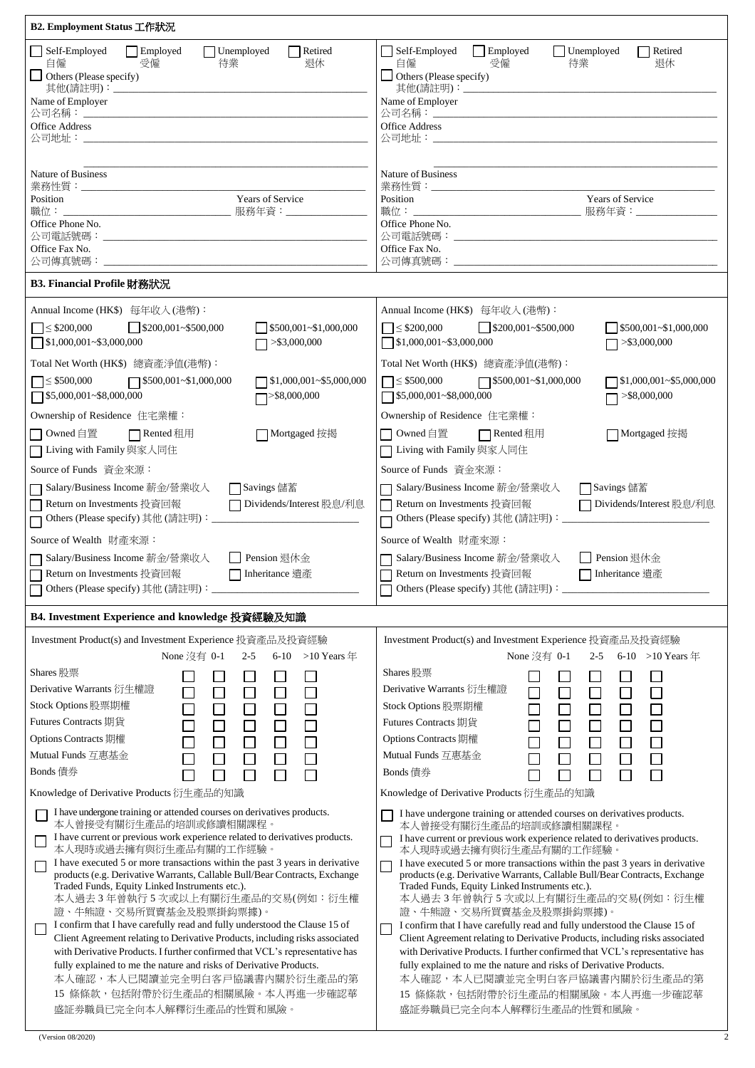## B2. Employment Status 工作狀況

☐ Self-Employed 自僱 ☐ Employed 受僱 ☐ Unemployed 待業 ☐ Retired 退休

☐ Others (Please specify) 其他(請註明)：\_\_\_\_\_\_\_\_\_\_\_\_\_\_\_\_\_\_\_\_

Name of Employer 公司名稱：\_\_\_\_\_\_\_\_\_\_\_\_\_\_\_\_\_\_\_\_

Office Address 公司地址：\_\_\_\_\_\_\_\_\_\_\_\_\_\_\_\_\_\_\_\_

\_\_\_\_\_\_\_\_\_\_\_\_\_\_\_\_\_\_\_\_

Nature of Business 業務性質：\_\_\_\_\_\_\_\_\_\_\_\_\_\_\_\_\_\_\_\_

Position 職位：\_\_\_\_\_\_\_\_\_\_ Years of Service 服務年資：\_\_\_\_\_\_\_\_\_\_

Office Phone No. 公司電話號碼：\_\_\_\_\_\_\_\_\_\_\_\_\_\_\_\_\_\_\_\_

Office Fax No. 公司傳真號碼：\_\_\_\_\_\_\_\_\_\_\_\_\_\_\_\_\_\_\_\_

☐ Self-Employed 自僱 ☐ Employed 受僱 ☐ Unemployed 待業 ☐ Retired 退休

☐ Others (Please specify) 其他(請註明)：\_\_\_\_\_\_\_\_\_\_\_\_\_\_\_\_\_\_\_\_

Name of Employer 公司名稱：\_\_\_\_\_\_\_\_\_\_\_\_\_\_\_\_\_\_\_\_

Office Address 公司地址：\_\_\_\_\_\_\_\_\_\_\_\_\_\_\_\_\_\_\_\_

\_\_\_\_\_\_\_\_\_\_\_\_\_\_\_\_\_\_\_\_

Nature of Business 業務性質：\_\_\_\_\_\_\_\_\_\_\_\_\_\_\_\_\_\_\_\_

Position 職位：\_\_\_\_\_\_\_\_\_\_ Years of Service 服務年資：\_\_\_\_\_\_\_\_\_\_

Office Phone No. 公司電話號碼：\_\_\_\_\_\_\_\_\_\_\_\_\_\_\_\_\_\_\_\_

Office Fax No. 公司傳真號碼：\_\_\_\_\_\_\_\_\_\_\_\_\_\_\_\_\_\_\_\_

## B3. Financial Profile 財務狀況

Annual Income (HK$) 每年收入(港幣)：

☐ ≤ \$200,000 ☐ \$200,001~\$500,000 ☐ \$500,001~\$1,000,000 ☐ \$1,000,001~\$3,000,000 ☐ >\$3,000,000

Total Net Worth (HK$) 總資產淨值(港幣)：

☐ ≤ \$500,000 ☐ \$500,001~\$1,000,000 ☐ \$1,000,001~\$5,000,000 ☐ \$5,000,001~\$8,000,000 ☐ >\$8,000,000

Ownership of Residence 住宅業權：

☐ Owned 自置 ☐ Rented 租用 ☐ Mortgaged 按揭 ☐ Living with Family 與家人同住

Source of Funds 資金來源：

☐ Salary/Business Income 薪金/營業收入 ☐ Savings 儲蓄 ☐ Return on Investments 投資回報 ☐ Dividends/Interest 股息/利息 ☐ Others (Please specify) 其他 (請註明)：\_\_\_\_\_\_\_\_\_\_\_\_\_\_\_\_\_\_\_\_

Source of Wealth 財產來源：

☐ Salary/Business Income 薪金/營業收入 ☐ Pension 退休金 ☐ Return on Investments 投資回報 ☐ Inheritance 遺產 ☐ Others (Please specify) 其他 (請註明)：\_\_\_\_\_\_\_\_\_\_\_\_\_\_\_\_\_\_\_\_

Annual Income (HK$) 每年收入(港幣)：

☐ ≤ \$200,000 ☐ \$200,001~\$500,000 ☐ \$500,001~\$1,000,000 ☐ \$1,000,001~\$3,000,000 ☐ >\$3,000,000

Total Net Worth (HK$) 總資產淨值(港幣)：

☐ ≤ \$500,000 ☐ \$500,001~\$1,000,000 ☐ \$1,000,001~\$5,000,000 ☐ \$5,000,001~\$8,000,000 ☐ >\$8,000,000

Ownership of Residence 住宅業權：

☐ Owned 自置 ☐ Rented 租用 ☐ Mortgaged 按揭 ☐ Living with Family 與家人同住

Source of Funds 資金來源：

☐ Salary/Business Income 薪金/營業收入 ☐ Savings 儲蓄 ☐ Return on Investments 投資回報 ☐ Dividends/Interest 股息/利息 ☐ Others (Please specify) 其他 (請註明)：\_\_\_\_\_\_\_\_\_\_\_\_\_\_\_\_\_\_\_\_

Source of Wealth 財產來源：

☐ Salary/Business Income 薪金/營業收入 ☐ Pension 退休金 ☐ Return on Investments 投資回報 ☐ Inheritance 遺產 ☐ Others (Please specify) 其他 (請註明)：\_\_\_\_\_\_\_\_\_\_\_\_\_\_\_\_\_\_\_\_

## B4. Investment Experience and knowledge 投資經驗及知識

Investment Product(s) and Investment Experience 投資產品及投資經驗

| | None 沒有 | 0-1 | 2-5 | 6-10 | >10 Years 年 |
|---|---|---|---|---|---|
| Shares 股票 | ☐ | ☐ | ☐ | ☐ | ☐ |
| Derivative Warrants 衍生權證 | ☐ | ☐ | ☐ | ☐ | ☐ |
| Stock Options 股票期權 | ☐ | ☐ | ☐ | ☐ | ☐ |
| Futures Contracts 期貨 | ☐ | ☐ | ☐ | ☐ | ☐ |
| Options Contracts 期權 | ☐ | ☐ | ☐ | ☐ | ☐ |
| Mutual Funds 互惠基金 | ☐ | ☐ | ☐ | ☐ | ☐ |
| Bonds 債券 | ☐ | ☐ | ☐ | ☐ | ☐ |

Knowledge of Derivative Products 衍生產品的知識

☐ I have undergone training or attended courses on derivatives products.
本人曾接受有關衍生產品的培訓或修讀相關課程。

☐ I have current or previous work experience related to derivatives products.
本人現時或過去擁有與衍生產品有關的工作經驗。

☐ I have executed 5 or more transactions within the past 3 years in derivative products (e.g. Derivative Warrants, Callable Bull/Bear Contracts, Exchange Traded Funds, Equity Linked Instruments etc.).
本人過去 3 年曾執行 5 次或以上有關衍生產品的交易(例如：衍生權證、牛熊證、交易所買賣基金及股票掛鈎票據)。

☐ I confirm that I have carefully read and fully understood the Clause 15 of Client Agreement relating to Derivative Products, including risks associated with Derivative Products. I further confirmed that VCL's representative has fully explained to me the nature and risks of Derivative Products.
本人確認，本人已閱讀並完全明白客戶協議書內關於衍生產品的第 15 條條款，包括附帶於衍生產品的相關風險。本人再進一步確認華盛証券職員已完全向本人解釋衍生產品的性質和風險。

Investment Product(s) and Investment Experience 投資產品及投資經驗

| | None 沒有 | 0-1 | 2-5 | 6-10 | >10 Years 年 |
|---|---|---|---|---|---|
| Shares 股票 | ☐ | ☐ | ☐ | ☐ | ☐ |
| Derivative Warrants 衍生權證 | ☐ | ☐ | ☐ | ☐ | ☐ |
| Stock Options 股票期權 | ☐ | ☐ | ☐ | ☐ | ☐ |
| Futures Contracts 期貨 | ☐ | ☐ | ☐ | ☐ | ☐ |
| Options Contracts 期權 | ☐ | ☐ | ☐ | ☐ | ☐ |
| Mutual Funds 互惠基金 | ☐ | ☐ | ☐ | ☐ | ☐ |
| Bonds 債券 | ☐ | ☐ | ☐ | ☐ | ☐ |

Knowledge of Derivative Products 衍生產品的知識

☐ I have undergone training or attended courses on derivatives products.
本人曾接受有關衍生產品的培訓或修讀相關課程。

☐ I have current or previous work experience related to derivatives products.
本人現時或過去擁有與衍生產品有關的工作經驗。

☐ I have executed 5 or more transactions within the past 3 years in derivative products (e.g. Derivative Warrants, Callable Bull/Bear Contracts, Exchange Traded Funds, Equity Linked Instruments etc.).
本人過去 3 年曾執行 5 次或以上有關衍生產品的交易(例如：衍生權證、牛熊證、交易所買賣基金及股票掛鈎票據)。

☐ I confirm that I have carefully read and fully understood the Clause 15 of Client Agreement relating to Derivative Products, including risks associated with Derivative Products. I further confirmed that VCL's representative has fully explained to me the nature and risks of Derivative Products.
本人確認，本人已閱讀並完全明白客戶協議書內關於衍生產品的第 15 條條款，包括附帶於衍生產品的相關風險。本人再進一步確認華盛証券職員已完全向本人解釋衍生產品的性質和風險。

(Version 08/2020)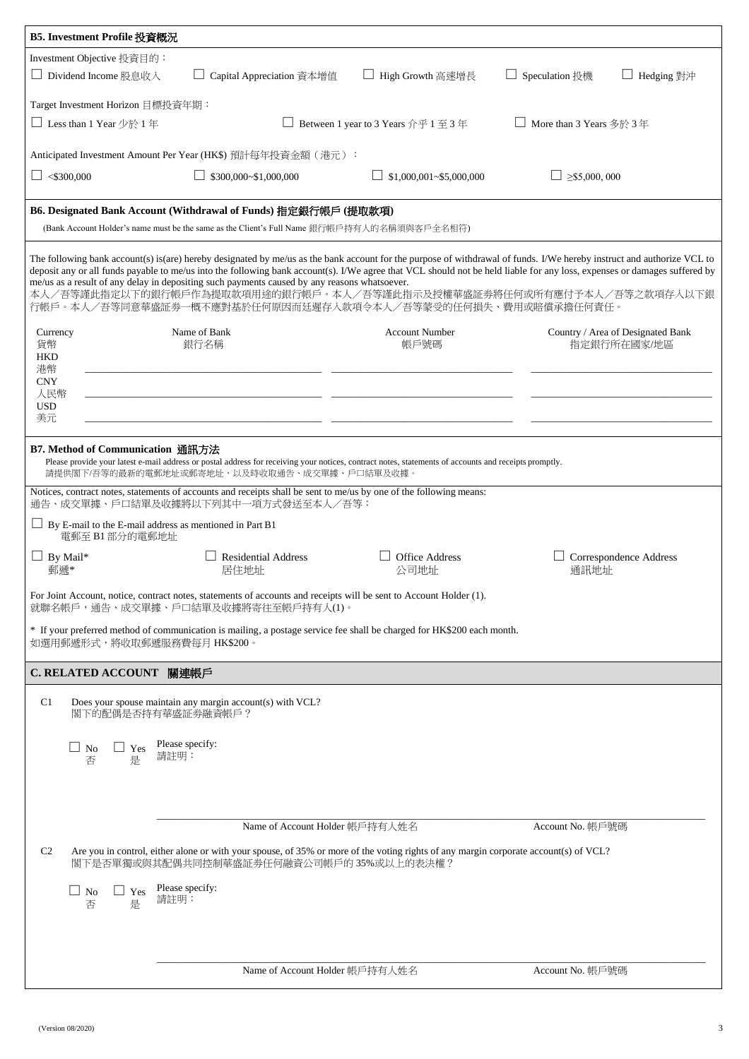## B5. Investment Profile 投資概況

Investment Objective 投資目的：

☐ Dividend Income 股息收入 ☐ Capital Appreciation 資本增值 ☐ High Growth 高速增長 ☐ Speculation 投機 ☐ Hedging 對沖

Target Investment Horizon 目標投資年期：

☐ Less than 1 Year 少於 1 年 ☐ Between 1 year to 3 Years 介乎 1 至 3 年 ☐ More than 3 Years 多於 3 年

Anticipated Investment Amount Per Year (HK$) 預計每年投資金額（港元）：

☐ <$300,000 ☐ $300,000~$1,000,000 ☐ $1,000,001~$5,000,000 ☐ ≥$5,000, 000

## B6. Designated Bank Account (Withdrawal of Funds) 指定銀行帳戶 (提取款項)

(Bank Account Holder's name must be the same as the Client's Full Name 銀行帳戶持有人的名稱須與客戶全名相符)

The following bank account(s) is(are) hereby designated by me/us as the bank account for the purpose of withdrawal of funds. I/We hereby instruct and authorize VCL to deposit any or all funds payable to me/us into the following bank account(s). I/We agree that VCL should not be held liable for any loss, expenses or damages suffered by me/us as a result of any delay in depositing such payments caused by any reasons whatsoever.
本人／吾等謹此指定以下的銀行帳戶作為提取款項用途的銀行帳戶。本人／吾等謹此指示及授權華盛證券將任何或所有應付予本人／吾等之款項存入以下銀行帳戶。本人／吾等同意華盛證券一概不應對基於任何原因而廷遲存入款項令本人／吾等蒙受的任何損失、費用或賠償承擔任何責任。

| Currency 貨幣 | Name of Bank 銀行名稱 | Account Number 帳戶號碼 | Country / Area of Designated Bank 指定銀行所在國家/地區 |
|---|---|---|---|
| HKD 港幣 | | | |
| CNY 人民幣 | | | |
| USD 美元 | | | |

## B7. Method of Communication 通訊方法

Please provide your latest e-mail address or postal address for receiving your notices, contract notes, statements of accounts and receipts promptly.
請提供閣下/吾等的最新的電郵地址或郵寄地址，以及時收取通告、成交單據、戶口結單及收據。

Notices, contract notes, statements of accounts and receipts shall be sent to me/us by one of the following means:
通告、成交單據、戶口結單及收據將以下列其中一項方式發送至本人／吾等：

☐ By E-mail to the E-mail address as mentioned in Part B1
電郵至 B1 部分的電郵地址

☐ By Mail* 郵遞* ☐ Residential Address 居住地址 ☐ Office Address 公司地址 ☐ Correspondence Address 通訊地址

For Joint Account, notice, contract notes, statements of accounts and receipts will be sent to Account Holder (1).
就聯名帳戶，通告、成交單據、戶口結單及收據將寄往至帳戶持有人(1)。

* If your preferred method of communication is mailing, a postage service fee shall be charged for HK$200 each month.
如選用郵遞形式，將收取郵遞服務費每月 HK$200。

## C. RELATED ACCOUNT 關連帳戶

C1 Does your spouse maintain any margin account(s) with VCL?
閣下的配偶是否持有華盛證券融資帳戶？

☐ No 否 ☐ Yes 是 Please specify: 請註明：

Name of Account Holder 帳戶持有人姓名 ________ Account No. 帳戶號碼 ________

C2 Are you in control, either alone or with your spouse, of 35% or more of the voting rights of any margin corporate account(s) of VCL?
閣下是否單獨或與其配偶共同控制華盛證券任何融資公司帳戶的 35%或以上的表決權？

☐ No 否 ☐ Yes 是 Please specify: 請註明：

Name of Account Holder 帳戶持有人姓名 ________ Account No. 帳戶號碼 ________

(Version 08/2020)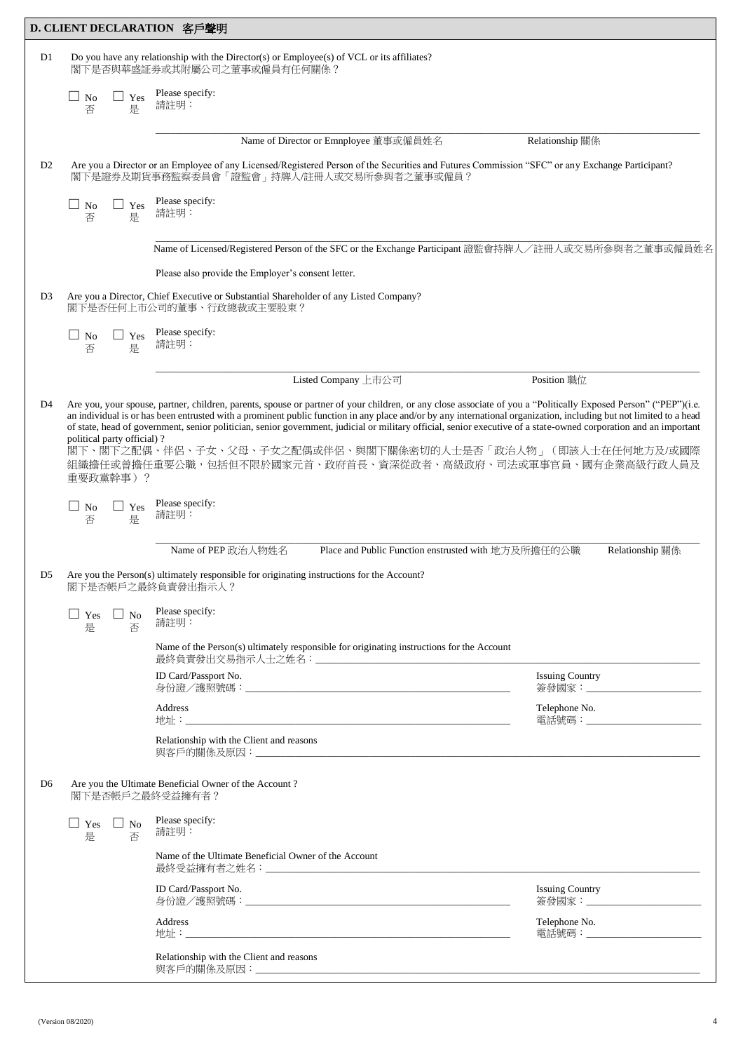## D. CLIENT DECLARATION 客戶聲明

**D1** Do you have any relationship with the Director(s) or Employee(s) of VCL or its affiliates?
閣下是否與華盛証券或其附屬公司之董事或僱員有任何關係？

☐ No 否 ☐ Yes 是 Please specify: 請註明：

______________________________
Name of Director or Emnployee 董事或僱員姓名 Relationship 關係

**D2** Are you a Director or an Employee of any Licensed/Registered Person of the Securities and Futures Commission "SFC" or any Exchange Participant?
閣下是證券及期貨事務監察委員會「證監會」持牌人/註冊人或交易所參與者之董事或僱員？

☐ No 否 ☐ Yes 是 Please specify: 請註明：

______________________________
Name of Licensed/Registered Person of the SFC or the Exchange Participant 證監會持牌人／註冊人或交易所參與者之董事或僱員姓名

Please also provide the Employer's consent letter.

**D3** Are you a Director, Chief Executive or Substantial Shareholder of any Listed Company?
閣下是否任何上市公司的董事、行政總裁或主要股東？

☐ No 否 ☐ Yes 是 Please specify: 請註明：

______________________________
Listed Company 上市公司 Position 職位

**D4** Are you, your spouse, partner, children, parents, spouse or partner of your children, or any close associate of you a "Politically Exposed Person" ("PEP")(i.e. an individual is or has been entrusted with a prominent public function in any place and/or by any international organization, including but not limited to a head of state, head of government, senior politician, senior government, judicial or military official, senior executive of a state-owned corporation and an important political party official)?
閣下、閣下之配偶、伴侶、子女、父母、子女之配偶或伴侶、與閣下關係密切的人士是否「政治人物」（即該人士在任何地方及/或國際組織擔任或曾擔任重要公職，包括但不限於國家元首、政府首長、資深從政者、高級政府、司法或軍事官員、國有企業高級行政人員及重要政黨幹事）？

☐ No 否 ☐ Yes 是 Please specify: 請註明：

______________________________
Name of PEP 政治人物姓名 Place and Public Function enstrusted with 地方及所擔任的公職 Relationship 關係

**D5** Are you the Person(s) ultimately responsible for originating instructions for the Account?
閣下是否帳戶之最終負責發出指示人？

☐ Yes 是 ☐ No 否 Please specify: 請註明：

Name of the Person(s) ultimately responsible for originating instructions for the Account
最終負責發出交易指示人士之姓名：______________________________

ID Card/Passport No.
身份證／護照號碼：______________________________ Issuing Country 簽發國家：______________

Address
地址：______________________________ Telephone No. 電話號碼：______________

Relationship with the Client and reasons
與客戶的關係及原因：______________________________

**D6** Are you the Ultimate Beneficial Owner of the Account ?
閣下是否帳戶之最終受益擁有者？

☐ Yes 是 ☐ No 否 Please specify: 請註明：

Name of the Ultimate Beneficial Owner of the Account
最終受益擁有者之姓名：______________________________

ID Card/Passport No.
身份證／護照號碼：______________________________ Issuing Country 簽發國家：______________

Address
地址：______________________________ Telephone No. 電話號碼：______________

Relationship with the Client and reasons
與客戶的關係及原因：______________________________

(Version 08/2020)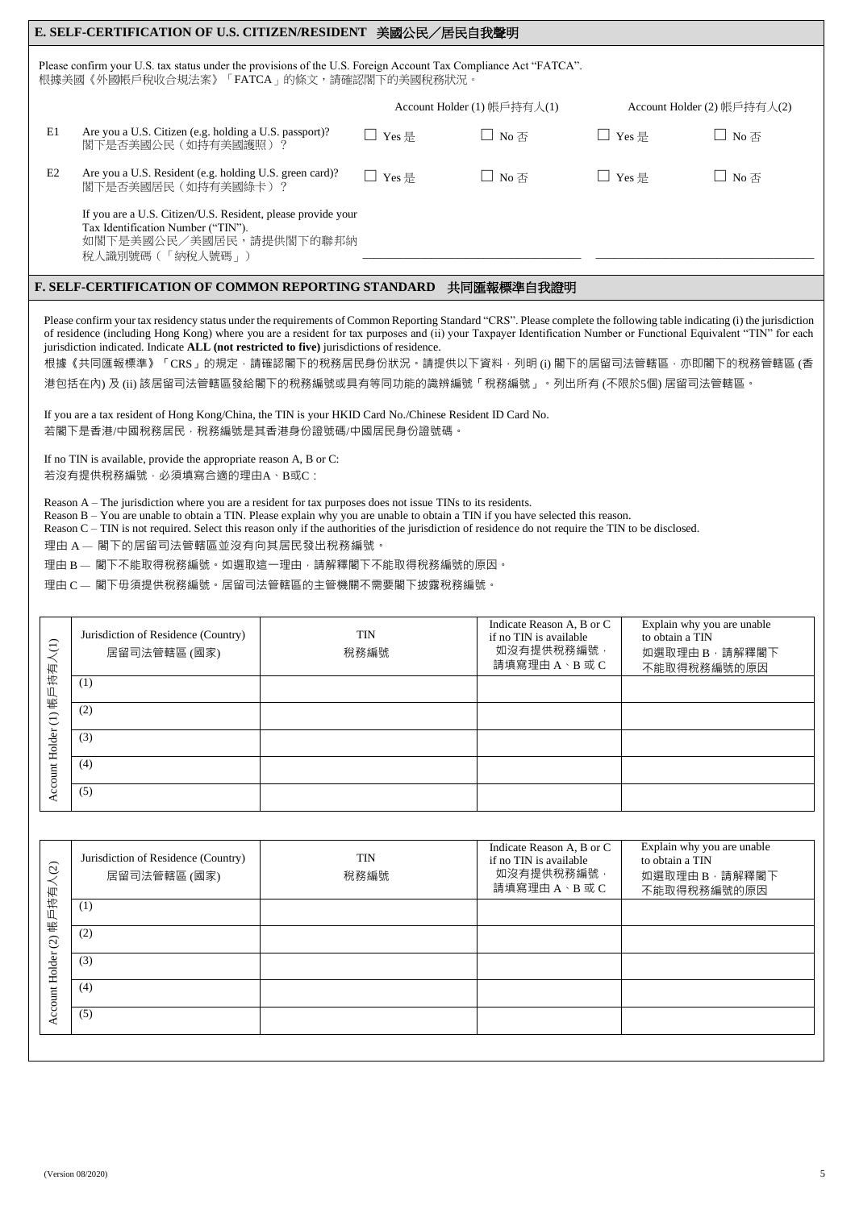## E. SELF-CERTIFICATION OF U.S. CITIZEN/RESIDENT 美國公民／居民自我聲明

Please confirm your U.S. tax status under the provisions of the U.S. Foreign Account Tax Compliance Act "FATCA".
根據美國《外國帳戶稅收合規法案》「FATCA」的條文，請確認閣下的美國稅務狀況。

| | | Account Holder (1) 帳戶持有人(1) | | Account Holder (2) 帳戶持有人(2) | |
|---|---|---|---|---|---|
| E1 | Are you a U.S. Citizen (e.g. holding a U.S. passport)?<br>閣下是否美國公民（如持有美國護照）？ | ☐ Yes 是 | ☐ No 否 | ☐ Yes 是 | ☐ No 否 |
| E2 | Are you a U.S. Resident (e.g. holding U.S. green card)?<br>閣下是否美國居民（如持有美國綠卡）？ | ☐ Yes 是 | ☐ No 否 | ☐ Yes 是 | ☐ No 否 |
| | If you are a U.S. Citizen/U.S. Resident, please provide your Tax Identification Number ("TIN").<br>如閣下是美國公民／美國居民，請提供閣下的聯邦納稅人識別號碼（「納稅人號碼」） | ________________ | | ________________ | |

## F. SELF-CERTIFICATION OF COMMON REPORTING STANDARD 共同匯報標準自我證明

Please confirm your tax residency status under the requirements of Common Reporting Standard "CRS". Please complete the following table indicating (i) the jurisdiction of residence (including Hong Kong) where you are a resident for tax purposes and (ii) your Taxpayer Identification Number or Functional Equivalent "TIN" for each jurisdiction indicated. Indicate **ALL (not restricted to five)** jurisdictions of residence.

根據《共同匯報標準》「CRS」的規定，請確認閣下的稅務居民身份狀況。請提供以下資料，列明 (i) 閣下的居留司法管轄區，亦即閣下的稅務管轄區 (香港包括在內) 及 (ii) 該居留司法管轄區發給閣下的稅務編號或具有等同功能的識辨編號「稅務編號」。列出所有 (不限於5個) 居留司法管轄區。

If you are a tax resident of Hong Kong/China, the TIN is your HKID Card No./Chinese Resident ID Card No.
若閣下是香港/中國稅務居民，稅務編號是其香港身份證號碼/中國居民身份證號碼。

If no TIN is available, provide the appropriate reason A, B or C:
若沒有提供稅務編號，必須填寫合適的理由A、B或C：

Reason A – The jurisdiction where you are a resident for tax purposes does not issue TINs to its residents.
Reason B – You are unable to obtain a TIN. Please explain why you are unable to obtain a TIN if you have selected this reason.
Reason C – TIN is not required. Select this reason only if the authorities of the jurisdiction of residence do not require the TIN to be disclosed.

理由 A — 閣下的居留司法管轄區並沒有向其居民發出稅務編號。

理由 B — 閣下不能取得稅務編號。如選取這一理由，請解釋閣下不能取得稅務編號的原因。

理由 C — 閣下毋須提供稅務編號。居留司法管轄區的主管機關不需要閣下披露稅務編號。

**Account Holder (1) 帳戶持有人(1)**

| Jurisdiction of Residence (Country)<br>居留司法管轄區 (國家) | TIN<br>稅務編號 | Indicate Reason A, B or C if no TIN is available<br>如沒有提供稅務編號，請填寫理由 A、B 或 C | Explain why you are unable to obtain a TIN<br>如選取理由 B，請解釋閣下不能取得稅務編號的原因 |
|---|---|---|---|
| (1) | | | |
| (2) | | | |
| (3) | | | |
| (4) | | | |
| (5) | | | |

**Account Holder (2) 帳戶持有人(2)**

| Jurisdiction of Residence (Country)<br>居留司法管轄區 (國家) | TIN<br>稅務編號 | Indicate Reason A, B or C if no TIN is available<br>如沒有提供稅務編號，請填寫理由 A、B 或 C | Explain why you are unable to obtain a TIN<br>如選取理由 B，請解釋閣下不能取得稅務編號的原因 |
|---|---|---|---|
| (1) | | | |
| (2) | | | |
| (3) | | | |
| (4) | | | |
| (5) | | | |

(Version 08/2020)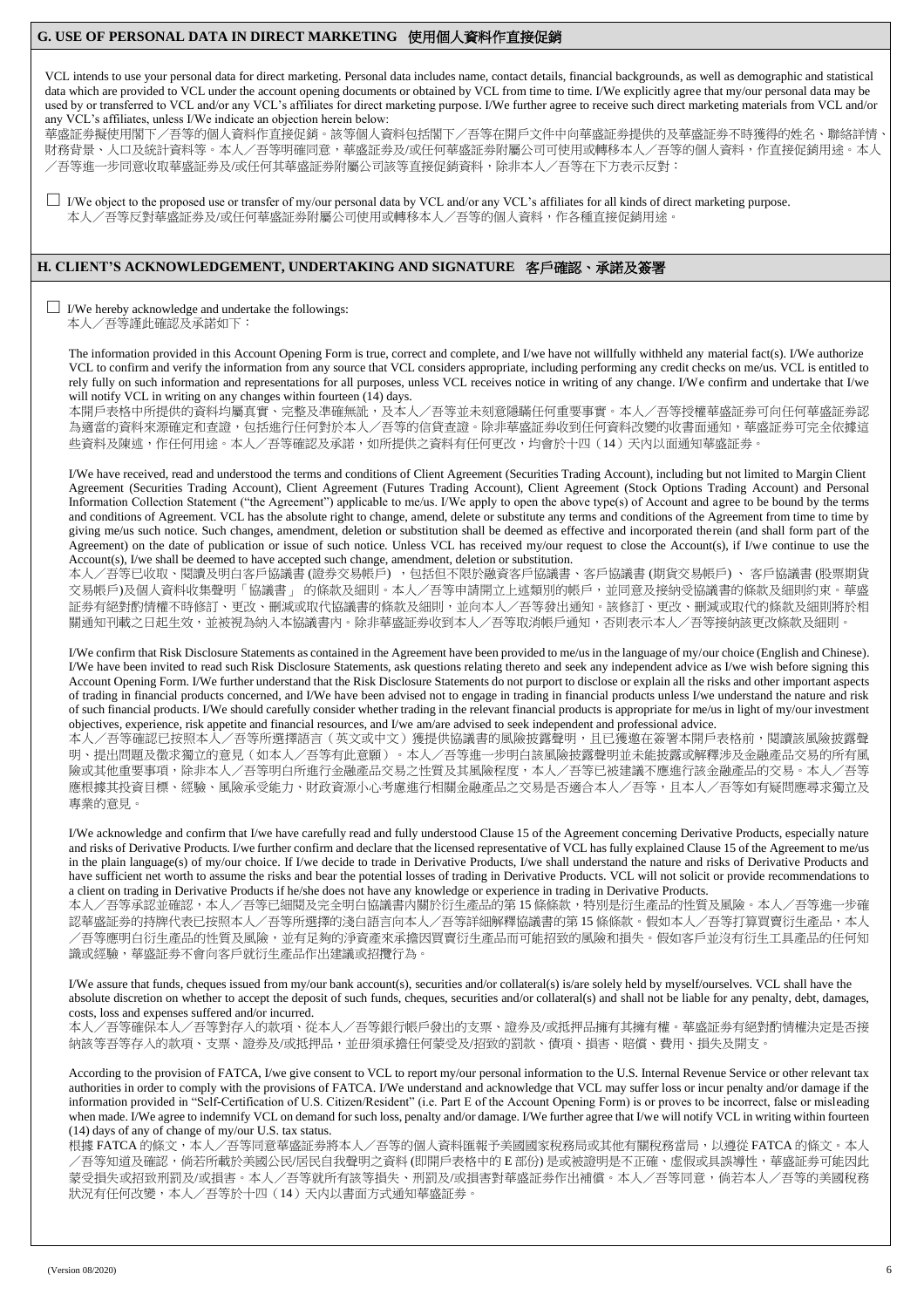## G. USE OF PERSONAL DATA IN DIRECT MARKETING 使用個人資料作直接促銷

VCL intends to use your personal data for direct marketing. Personal data includes name, contact details, financial backgrounds, as well as demographic and statistical data which are provided to VCL under the account opening documents or obtained by VCL from time to time. I/We explicitly agree that my/our personal data may be used by or transferred to VCL and/or any VCL's affiliates for direct marketing purpose. I/We further agree to receive such direct marketing materials from VCL and/or any VCL's affiliates, unless I/We indicate an objection herein below:
華盛証券擬使用閣下／吾等的個人資料作直接促銷。該等個人資料包括閣下／吾等在開戶文件中向華盛証券提供的及華盛証券不時獲得的姓名、聯絡詳情、財務背景、人口及統計資料等。本人／吾等明確同意，華盛証券及/或任何華盛証券附屬公司可使用或轉移本人／吾等的個人資料，作直接促銷用途。本人／吾等進一步同意收取華盛証券及/或任何其華盛証券附屬公司該等直接促銷資料，除非本人／吾等在下方表示反對：

☐ I/We object to the proposed use or transfer of my/our personal data by VCL and/or any VCL's affiliates for all kinds of direct marketing purpose.
本人／吾等反對華盛証券及/或任何華盛証券附屬公司使用或轉移本人／吾等的個人資料，作各種直接促銷用途。

## H. CLIENT'S ACKNOWLEDGEMENT, UNDERTAKING AND SIGNATURE 客戶確認、承諾及簽署

☐ I/We hereby acknowledge and undertake the followings:
本人／吾等謹此確認及承諾如下：

The information provided in this Account Opening Form is true, correct and complete, and I/we have not willfully withheld any material fact(s). I/We authorize VCL to confirm and verify the information from any source that VCL considers appropriate, including performing any credit checks on me/us. VCL is entitled to rely fully on such information and representations for all purposes, unless VCL receives notice in writing of any change. I/We confirm and undertake that I/we will notify VCL in writing on any changes within fourteen (14) days.
本開戶表格中所提供的資料均屬真實、完整及準確無訛，及本人／吾等並未刻意隱瞞任何重要事實。本人／吾等授權華盛証券可向任何華盛証券認為適當的資料來源確定和查證，包括進行任何對於本人／吾等的信貸查證。除非華盛証券收到任何資料改變的收書面通知，華盛証券可完全依據這些資料及陳述，作任何用途。本人／吾等確認及承諾，如所提供之資料有任何更改，均會於十四（14）天內以面通知華盛証券。

I/We have received, read and understood the terms and conditions of Client Agreement (Securities Trading Account), including but not limited to Margin Client Agreement (Securities Trading Account), Client Agreement (Futures Trading Account), Client Agreement (Stock Options Trading Account) and Personal Information Collection Statement ("the Agreement") applicable to me/us. I/We apply to open the above type(s) of Account and agree to be bound by the terms and conditions of Agreement. VCL has the absolute right to change, amend, delete or substitute any terms and conditions of the Agreement from time to time by giving me/us such notice. Such changes, amendment, deletion or substitution shall be deemed as effective and incorporated therein (and shall form part of the Agreement) on the date of publication or issue of such notice. Unless VCL has received my/our request to close the Account(s), if I/we continue to use the Account(s), I/we shall be deemed to have accepted such change, amendment, deletion or substitution.
本人／吾等已收取、閱讀及明白客戶協議書 (證券交易帳戶) ，包括但不限於融資客戶協議書、客戶協議書 (期貨交易帳戶) 、 客戶協議書 (股票期貨交易帳戶)及個人資料收集聲明「協議書」 的條款及細則。本人／吾等申請開立上述類別的帳戶，並同意及接納受協議書的條款及細則約束。華盛証券有絕對酌情權不時修訂、更改、刪減或取代協議書的條款及細則，並向本人／吾等發出通知。該修訂、更改、刪減或取代的條款及細則將於相關通知刊載之日起生效，並被視為納入本協議書內。除非華盛証券收到本人／吾等取消帳戶通知，否則表示本人／吾等接納該更改條款及細則。

I/We confirm that Risk Disclosure Statements as contained in the Agreement have been provided to me/us in the language of my/our choice (English and Chinese). I/We have been invited to read such Risk Disclosure Statements, ask questions relating thereto and seek any independent advice as I/we wish before signing this Account Opening Form. I/We further understand that the Risk Disclosure Statements do not purport to disclose or explain all the risks and other important aspects of trading in financial products concerned, and I/We have been advised not to engage in trading in financial products unless I/we understand the nature and risk of such financial products. I/We should carefully consider whether trading in the relevant financial products is appropriate for me/us in light of my/our investment objectives, experience, risk appetite and financial resources, and I/we am/are advised to seek independent and professional advice.
本人／吾等確認已按照本人／吾等所選擇語言（英文或中文）獲提供協議書的風險披露聲明，且已獲邀在簽署本開戶表格前，閱讀該風險披露聲明、提出問題及徵求獨立的意見（如本人／吾等有此意願）。本人／吾等進一步明白該風險披露聲明並未能披露或解釋涉及金融產品交易的所有風險或其他重要事項，除非本人／吾等明白所進行金融產品交易之性質及其風險程度，本人／吾等已被建議不應進行該金融產品的交易。本人／吾等應根據其投資目標、經驗、風險承受能力、財政資源小心考慮進行相關金融產品之交易是否適合本人／吾等，且本人／吾等如有疑問應尋求獨立及專業的意見。

I/We acknowledge and confirm that I/we have carefully read and fully understood Clause 15 of the Agreement concerning Derivative Products, especially nature and risks of Derivative Products. I/we further confirm and declare that the licensed representative of VCL has fully explained Clause 15 of the Agreement to me/us in the plain language(s) of my/our choice. If I/we decide to trade in Derivative Products, I/we shall understand the nature and risks of Derivative Products and have sufficient net worth to assume the risks and bear the potential losses of trading in Derivative Products. VCL will not solicit or provide recommendations to a client on trading in Derivative Products if he/she does not have any knowledge or experience in trading in Derivative Products.
本人／吾等承認並確認，本人／吾等已細閱及完全明白協議書內關於衍生產品的第 15 條條款，特別是衍生產品的性質及風險。本人／吾等進一步確認華盛証券的持牌代表已按照本人／吾等所選擇的淺白語言向本人／吾等詳細解釋協議書的第 15 條條款。假如本人／吾等打算買賣衍生產品，本人／吾等應明白衍生產品的性質及風險，並有足夠的淨資產來承擔因買賣衍生產品而可能招致的風險和損失。假如客戶並沒有衍生工具產品的任何知識或經驗，華盛証券不會向客戶就衍生產品作出建議或招攬行為。

I/We assure that funds, cheques issued from my/our bank account(s), securities and/or collateral(s) is/are solely held by myself/ourselves. VCL shall have the absolute discretion on whether to accept the deposit of such funds, cheques, securities and/or collateral(s) and shall not be liable for any penalty, debt, damages, costs, loss and expenses suffered and/or incurred.
本人／吾等確保本人／吾等對存入的款項、從本人／吾等銀行帳戶發出的支票、證券及/或抵押品擁有其擁有權。華盛証券有絕對酌情權決定是否接納該等吾等存入的款項、支票、證券及/或抵押品，並毋須承擔任何蒙受及/招致的罰款、債項、損害、賠償、費用、損失及開支。

According to the provision of FATCA, I/we give consent to VCL to report my/our personal information to the U.S. Internal Revenue Service or other relevant tax authorities in order to comply with the provisions of FATCA. I/We understand and acknowledge that VCL may suffer loss or incur penalty and/or damage if the information provided in "Self-Certification of U.S. Citizen/Resident" (i.e. Part E of the Account Opening Form) is or proves to be incorrect, false or misleading when made. I/We agree to indemnify VCL on demand for such loss, penalty and/or damage. I/We further agree that I/we will notify VCL in writing within fourteen (14) days of any change of my/our U.S. tax status.
根據 FATCA 的條文，本人／吾等同意華盛証券將本人／吾等的個人資料匯報予美國國家稅務局或其他有關稅務當局，以遵從 FATCA 的條文。本人／吾等知道及確認，倘若所載於美國公民/居民自我聲明之資料 (即開戶表格中的 E 部份) 是或被證明是不正確、虛假或具誤導性，華盛証券可能因此蒙受損失或招致刑罰及/或損害。本人／吾等就所有該等損失、刑罰及/或損害對華盛証券作出補償。本人／吾等同意，倘若本人／吾等的美國稅務狀況有任何改變，本人／吾等於十四（14）天內以書面方式通知華盛証券。

(Version 08/2020)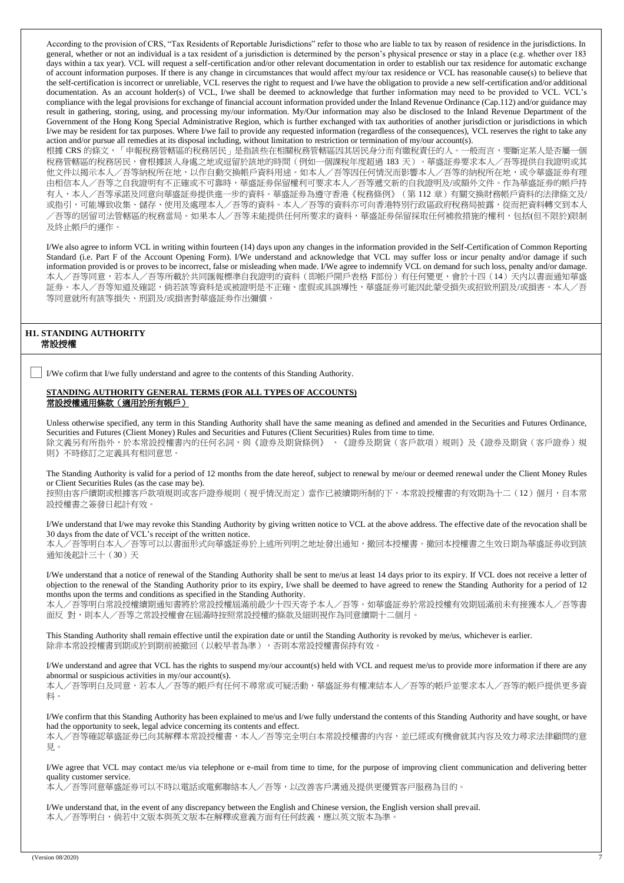According to the provision of CRS, "Tax Residents of Reportable Jurisdictions" refer to those who are liable to tax by reason of residence in the jurisdictions. In general, whether or not an individual is a tax resident of a jurisdiction is determined by the person's physical presence or stay in a place (e.g. whether over 183 days within a tax year). VCL will request a self-certification and/or other relevant documentation in order to establish our tax residence for automatic exchange of account information purposes. If there is any change in circumstances that would affect my/our tax residence or VCL has reasonable cause(s) to believe that the self-certification is incorrect or unreliable, VCL reserves the right to request and I/we have the obligation to provide a new self-certification and/or additional documentation. As an account holder(s) of VCL, I/we shall be deemed to acknowledge that further information may need to be provided to VCL. VCL's compliance with the legal provisions for exchange of financial account information provided under the Inland Revenue Ordinance (Cap.112) and/or guidance may result in gathering, storing, using, and processing my/our information. My/Our information may also be disclosed to the Inland Revenue Department of the Government of the Hong Kong Special Administrative Region, which is further exchanged with tax authorities of another jurisdiction or jurisdictions in which I/we may be resident for tax purposes. Where I/we fail to provide any requested information (regardless of the consequences), VCL reserves the right to take any action and/or pursue all remedies at its disposal including, without limitation to restriction or termination of my/our account(s).
根據 CRS 的條文，「申報稅務管轄區的稅務居民」是指該些在相關稅務管轄區因其居民身分而有繳稅責任的人。一般而言，要斷定某人是否屬一個稅務管轄區的稅務居民，會根據該人身處之地或逗留於該地的時間（例如一個課稅年度超過 183 天）。華盛証券要求本人／吾等提供自我證明或其他文件以揭示本人／吾等納稅所在地，以作自動交換帳戶資料用途。如本人／吾等因任何情況而影響本人／吾等的納稅所在地，或令華盛証券有理由相信本人／吾等之自我證明有不正確或不可靠時，華盛証券保留權利可要求本人／吾等遞交新的自我證明及/或額外文件。作為華盛証券的帳戶持有人，本人／吾等承諾及同意向華盛証券提供進一步的資料。華盛証券為遵守香港《稅務條例》（第 112 章）有關交換財務帳戶資料的法律條文及/或指引，可能導致收集、儲存、使用及處理本人／吾等的資料。本人／吾等的資料亦可向香港特別行政區政府稅務局披露，從而把資料轉交到本人／吾等的居留司法管轄區的稅務當局。如果本人／吾等未能提供任何所要求的資料，華盛証券保留採取任何補救措施的權利，包括(但不限於)限制及終止帳戶的運作。

I/We also agree to inform VCL in writing within fourteen (14) days upon any changes in the information provided in the Self-Certification of Common Reporting Standard (i.e. Part F of the Account Opening Form). I/We understand and acknowledge that VCL may suffer loss or incur penalty and/or damage if such information provided is or proves to be incorrect, false or misleading when made. I/We agree to indemnify VCL on demand for such loss, penalty and/or damage.
本人／吾等同意，若本人／吾等所載於共同匯報標準自我證明的資料（即帳戶開戶表格 F部份）有任何變更，會於十四（14）天內以書面通知華盛証券。本人／吾等知道及確認，倘若該等資料是或被證明是不正確、虛假或具誤導性，華盛証券可能因此蒙受損失或招致刑罰及/或損害。本人／吾等同意就所有該等損失、刑罰及/或損害對華盛証券作出彌償。

## H1. STANDING AUTHORITY
## 常設授權

☐ I/We cofirm that I/we fully understand and agree to the contents of this Standing Authority.

**STANDING AUTHORITY GENERAL TERMS (FOR ALL TYPES OF ACCOUNTS)**
**常設授權通用條款（適用於所有帳戶）**

Unless otherwise specified, any term in this Standing Authority shall have the same meaning as defined and amended in the Securities and Futures Ordinance, Securities and Futures (Client Money) Rules and Securities and Futures (Client Securities) Rules from time to time.
除文義另有所指外，於本常設授權書內的任何名詞，與《證券及期貨條例》、《證券及期貨（客戶款項）規則》及《證券及期貨（客戶證券）規則》不時修訂之定義具有相同意思。

The Standing Authority is valid for a period of 12 months from the date hereof, subject to renewal by me/our or deemed renewal under the Client Money Rules or Client Securities Rules (as the case may be).
按照由客戶續期或根據客戶款項規則或客戶證券規則（視乎情況而定）當作已被續期所制約下，本常設授權書的有效期為十二（12）個月，自本常設授權書之簽發日起計有效。

I/We understand that I/we may revoke this Standing Authority by giving written notice to VCL at the above address. The effective date of the revocation shall be 30 days from the date of VCL's receipt of the written notice.
本人／吾等明白本人／吾等可以以書面形式向華盛証券於上述所列明之地址發出通知，撤回本授權書。撤回本授權書之生效日期為華盛証券收到該通知後起計三十（30）天

I/We understand that a notice of renewal of the Standing Authority shall be sent to me/us at least 14 days prior to its expiry. If VCL does not receive a letter of objection to the renewal of the Standing Authority prior to its expiry, I/we shall be deemed to have agreed to renew the Standing Authority for a period of 12 months upon the terms and conditions as specified in the Standing Authority.
本人／吾等明白常設授權續期通知書將於常設授權屆滿前最少十四天寄予本人／吾等。如華盛証券於常設授權有效期屆滿前未有接獲本人／吾等書面反 對，則本人／吾等之常設授權會在屆滿時按照常設授權的條款及細則視作為同意續期十二個月。

This Standing Authority shall remain effective until the expiration date or until the Standing Authority is revoked by me/us, whichever is earlier.
除非本常設授權書到期或於到期前被撤回（以較早者為準），否則本常設授權書保持有效。

I/We understand and agree that VCL has the rights to suspend my/our account(s) held with VCL and request me/us to provide more information if there are any abnormal or suspicious activities in my/our account(s).
本人／吾等明白及同意，若本人／吾等的帳戶有任何不尋常或可疑活動，華盛証券有權凍結本人／吾等的帳戶並要求本人／吾等的帳戶提供更多資料。

I/We confirm that this Standing Authority has been explained to me/us and I/we fully understand the contents of this Standing Authority and have sought, or have had the opportunity to seek, legal advice concerning its contents and effect.
本人／吾等確認華盛証券已向其解釋本常設授權書，本人／吾等完全明白本常設授權書的內容，並已經或有機會就其內容及效力尋求法律顧問的意見。

I/We agree that VCL may contact me/us via telephone or e-mail from time to time, for the purpose of improving client communication and delivering better quality customer service.
本人／吾等同意華盛証券可以不時以電話或電郵聯絡本人／吾等，以改善客戶溝通及提供更優質客戶服務為目的。

I/We understand that, in the event of any discrepancy between the English and Chinese version, the English version shall prevail.
本人／吾等明白，倘若中文版本與英文版本在解釋或意義方面有任何歧義，應以英文版本為準。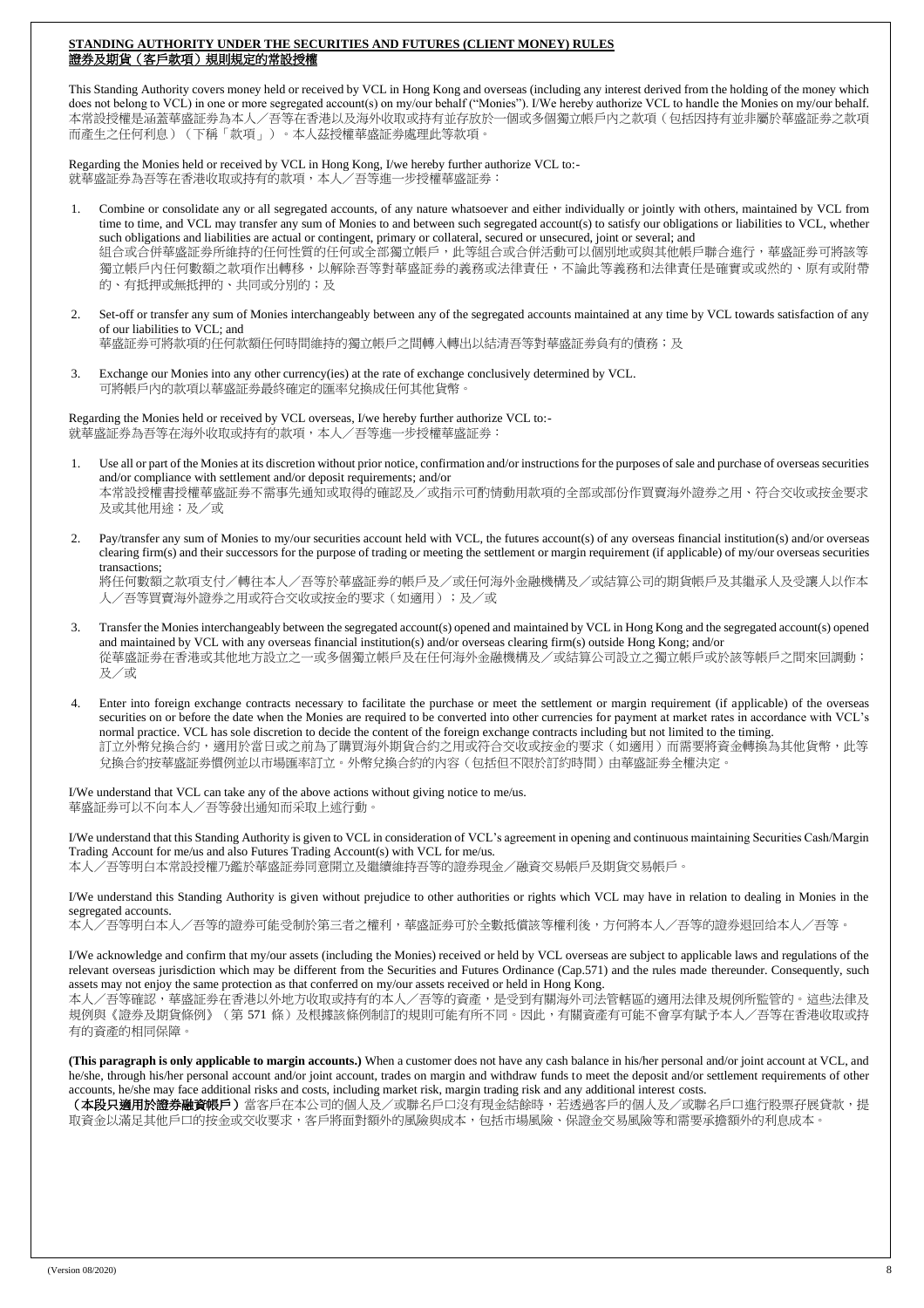**STANDING AUTHORITY UNDER THE SECURITIES AND FUTURES (CLIENT MONEY) RULES**
**證券及期貨（客戶款項）規則規定的常設授權**

This Standing Authority covers money held or received by VCL in Hong Kong and overseas (including any interest derived from the holding of the money which does not belong to VCL) in one or more segregated account(s) on my/our behalf ("Monies"). I/We hereby authorize VCL to handle the Monies on my/our behalf.
本常設授權是涵蓋華盛証券為本人／吾等在香港以及海外收取或持有並存放於一個或多個獨立帳戶內之款項（包括因持有並非屬於華盛証券之款項而產生之任何利息）（下稱「款項」）。本人茲授權華盛証券處理此等款項。

Regarding the Monies held or received by VCL in Hong Kong, I/we hereby further authorize VCL to:-
就華盛証券為吾等在香港收取或持有的款項，本人／吾等進一步授權華盛証券：

1. Combine or consolidate any or all segregated accounts, of any nature whatsoever and either individually or jointly with others, maintained by VCL from time to time, and VCL may transfer any sum of Monies to and between such segregated account(s) to satisfy our obligations or liabilities to VCL, whether such obligations and liabilities are actual or contingent, primary or collateral, secured or unsecured, joint or several; and
組合或合併華盛証券所維持的任何性質的任何或全部獨立帳戶，此等組合或合併活動可以個別地或與其他帳戶聯合進行，華盛証券可將該等獨立帳戶內任何數額之款項作出轉移，以解除吾等對華盛証券的義務或法律責任，不論此等義務和法律責任是確實或或然的、原有或附帶的、有抵押或無抵押的、共同或分別的；及

2. Set-off or transfer any sum of Monies interchangeably between any of the segregated accounts maintained at any time by VCL towards satisfaction of any of our liabilities to VCL; and
華盛証券可將款項的任何款額任何時間維持的獨立帳戶之間轉入轉出以結清吾等對華盛証券負有的債務；及

3. Exchange our Monies into any other currency(ies) at the rate of exchange conclusively determined by VCL.
可將帳戶內的款項以華盛証券最終確定的匯率兌換成任何其他貨幣。

Regarding the Monies held or received by VCL overseas, I/we hereby further authorize VCL to:-
就華盛証券為吾等在海外收取或持有的款項，本人／吾等進一步授權華盛証券：

1. Use all or part of the Monies at its discretion without prior notice, confirmation and/or instructions for the purposes of sale and purchase of overseas securities and/or compliance with settlement and/or deposit requirements; and/or
本常設授權書授權華盛証券不需事先通知或取得的確認及／或指示可酌情動用款項的全部或部份作買賣海外證券之用、符合交收或按金要求及或其他用途；及／或

2. Pay/transfer any sum of Monies to my/our securities account held with VCL, the futures account(s) of any overseas financial institution(s) and/or overseas clearing firm(s) and their successors for the purpose of trading or meeting the settlement or margin requirement (if applicable) of my/our overseas securities transactions;
將任何數額之款項支付／轉往本人／吾等於華盛証券的帳戶及／或任何海外金融機構及／或結算公司的期貨帳戶及其繼承人及受讓人以作本人／吾等買賣海外證券之用或符合交收或按金的要求（如適用）；及／或

3. Transfer the Monies interchangeably between the segregated account(s) opened and maintained by VCL in Hong Kong and the segregated account(s) opened and maintained by VCL with any overseas financial institution(s) and/or overseas clearing firm(s) outside Hong Kong; and/or
從華盛証券在香港或其他地方設立之一或多個獨立帳戶及在任何海外金融機構及／或結算公司設立之獨立帳戶或於該等帳戶之間來回調動；及／或

4. Enter into foreign exchange contracts necessary to facilitate the purchase or meet the settlement or margin requirement (if applicable) of the overseas securities on or before the date when the Monies are required to be converted into other currencies for payment at market rates in accordance with VCL's normal practice. VCL has sole discretion to decide the content of the foreign exchange contracts including but not limited to the timing.
訂立外幣兌換合約，適用於當日或之前為了購買海外期貨合約之用或符合交收或按金的要求（如適用）而需要將資金轉換為其他貨幣，此等兌換合約按華盛証券慣例並以市場匯率訂立。外幣兌換合約的內容（包括但不限於訂約時間）由華盛証券全權決定。

I/We understand that VCL can take any of the above actions without giving notice to me/us.
華盛証券可以不向本人／吾等發出通知而采取上述行動。

I/We understand that this Standing Authority is given to VCL in consideration of VCL's agreement in opening and continuous maintaining Securities Cash/Margin Trading Account for me/us and also Futures Trading Account(s) with VCL for me/us.
本人／吾等明白本常設授權乃鑑於華盛証券同意開立及繼續維持吾等的證券現金／融資交易帳戶及期貨交易帳戶。

I/We understand this Standing Authority is given without prejudice to other authorities or rights which VCL may have in relation to dealing in Monies in the segregated accounts.
本人／吾等明白本人／吾等的證券可能受制於第三者之權利，華盛証券可於全數抵償該等權利後，方何將本人／吾等的證券退回给本人／吾等。

I/We acknowledge and confirm that my/our assets (including the Monies) received or held by VCL overseas are subject to applicable laws and regulations of the relevant overseas jurisdiction which may be different from the Securities and Futures Ordinance (Cap.571) and the rules made thereunder. Consequently, such assets may not enjoy the same protection as that conferred on my/our assets received or held in Hong Kong.
本人／吾等確認，華盛証券在香港以外地方收取或持有的本人／吾等的資產，是受到有關海外司法管轄區的適用法律及規例所監管的。這些法律及規例與《證券及期貨條例》（第 571 條）及根據該條例制訂的規則可能有所不同。因此，有關資產有可能不會享有賦予本人／吾等在香港收取或持有的資產的相同保障。

**(This paragraph is only applicable to margin accounts.)** When a customer does not have any cash balance in his/her personal and/or joint account at VCL, and he/she, through his/her personal account and/or joint account, trades on margin and withdraw funds to meet the deposit and/or settlement requirements of other accounts, he/she may face additional risks and costs, including market risk, margin trading risk and any additional interest costs.
**（本段只適用於證券融資帳戶）**當客戶在本公司的個人及／或聯名戶口沒有現金結餘時，若透過客戶的個人及／或聯名戶口進行股票孖展貸款，提取資金以滿足其他戶口的按金或交收要求，客戶將面對額外的風險與成本，包括市場風險、保證金交易風險等和需要承擔額外的利息成本。

(Version 08/2020)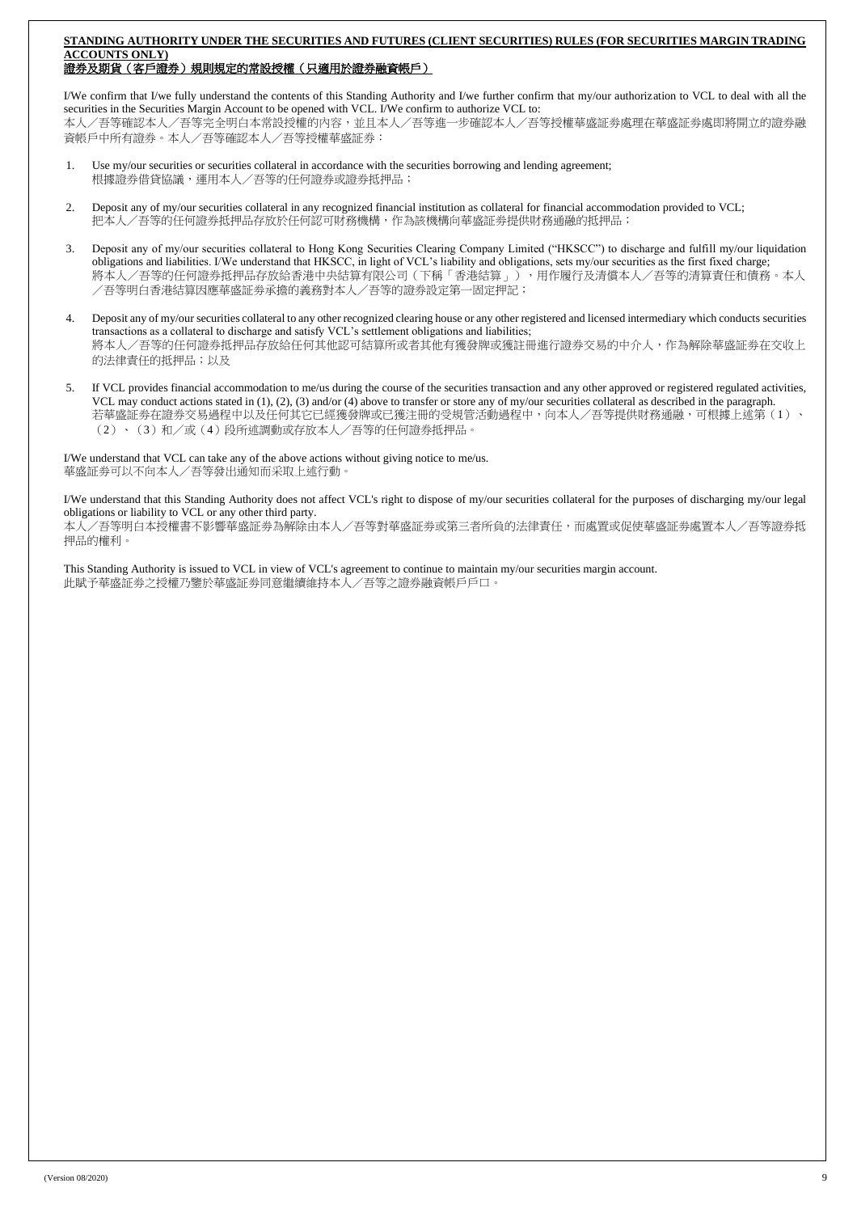**STANDING AUTHORITY UNDER THE SECURITIES AND FUTURES (CLIENT SECURITIES) RULES (FOR SECURITIES MARGIN TRADING ACCOUNTS ONLY)**
**證券及期貨（客戶證券）規則規定的常設授權（只適用於證券融資帳戶）**

I/We confirm that I/we fully understand the contents of this Standing Authority and I/we further confirm that my/our authorization to VCL to deal with all the securities in the Securities Margin Account to be opened with VCL. I/We confirm to authorize VCL to:
本人／吾等確認本人／吾等完全明白本常設授權的內容，並且本人／吾等進一步確認本人／吾等授權華盛証券處理在華盛証券處即將開立的證券融資帳戶中所有證券。本人／吾等確認本人／吾等授權華盛証券：

1. Use my/our securities or securities collateral in accordance with the securities borrowing and lending agreement;
   根據證券借貸協議，運用本人／吾等的任何證券或證券抵押品；

2. Deposit any of my/our securities collateral in any recognized financial institution as collateral for financial accommodation provided to VCL;
   把本人／吾等的任何證券抵押品存放於任何認可財務機構，作為該機構向華盛証券提供財務通融的抵押品；

3. Deposit any of my/our securities collateral to Hong Kong Securities Clearing Company Limited ("HKSCC") to discharge and fulfill my/our liquidation obligations and liabilities. I/We understand that HKSCC, in light of VCL's liability and obligations, sets my/our securities as the first fixed charge;
   將本人／吾等的任何證券抵押品存放給香港中央結算有限公司（下稱「香港結算」），用作履行及清償本人／吾等的清算責任和債務。本人／吾等明白香港結算因應華盛証券承擔的義務對本人／吾等的證券設定第一固定押記；

4. Deposit any of my/our securities collateral to any other recognized clearing house or any other registered and licensed intermediary which conducts securities transactions as a collateral to discharge and satisfy VCL's settlement obligations and liabilities;
   將本人／吾等的任何證券抵押品存放給任何其他認可結算所或者其他有獲發牌或獲註冊進行證券交易的中介人，作為解除華盛証券在交收上的法律責任的抵押品；以及

5. If VCL provides financial accommodation to me/us during the course of the securities transaction and any other approved or registered regulated activities, VCL may conduct actions stated in (1), (2), (3) and/or (4) above to transfer or store any of my/our securities collateral as described in the paragraph.
   若華盛証券在證券交易過程中以及任何其它已經獲發牌或已獲注冊的受規管活動過程中，向本人／吾等提供財務通融，可根據上述第（1）、（2）、（3）和／或（4）段所述調動或存放本人／吾等的任何證券抵押品。

I/We understand that VCL can take any of the above actions without giving notice to me/us.
華盛証券可以不向本人／吾等發出通知而采取上述行動。

I/We understand that this Standing Authority does not affect VCL's right to dispose of my/our securities collateral for the purposes of discharging my/our legal obligations or liability to VCL or any other third party.
本人／吾等明白本授權書不影響華盛証券為解除由本人／吾等對華盛証券或第三者所負的法律責任，而處置或促使華盛証券處置本人／吾等證券抵押品的權利。

This Standing Authority is issued to VCL in view of VCL's agreement to continue to maintain my/our securities margin account.
此賦予華盛証券之授權乃鑒於華盛証券同意繼續維持本人／吾等之證券融資帳戶戶口。

(Version 08/2020)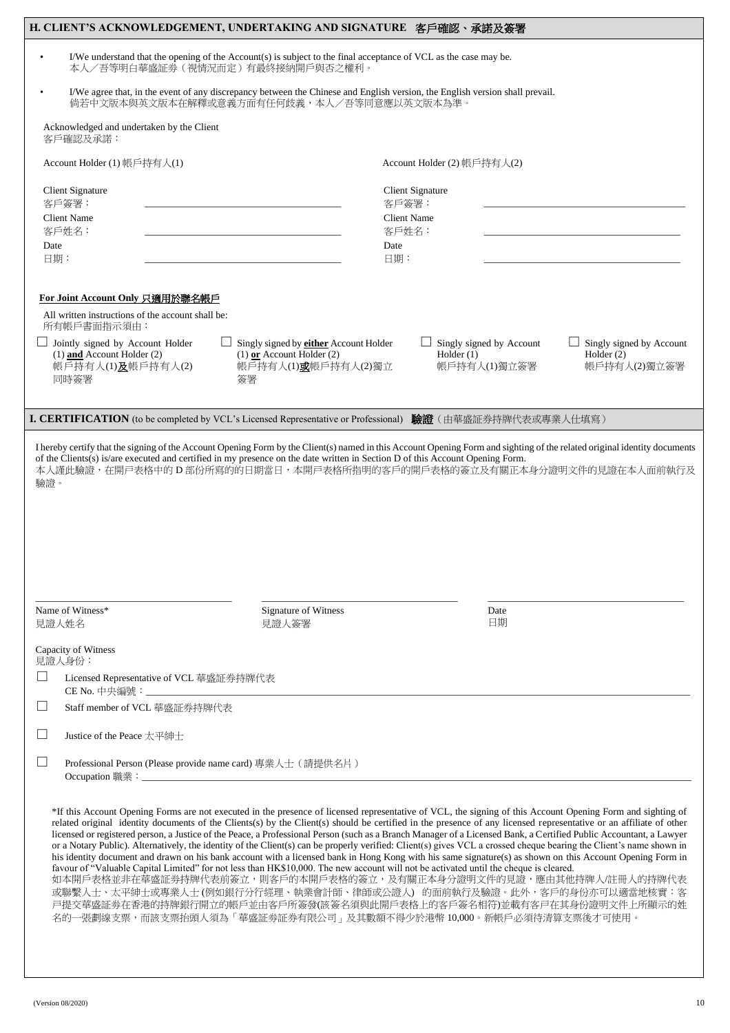## H. CLIENT'S ACKNOWLEDGEMENT, UNDERTAKING AND SIGNATURE 客戶確認、承諾及簽署

- I/We understand that the opening of the Account(s) is subject to the final acceptance of VCL as the case may be.
  本人／吾等明白華盛証券（視情況而定）有最終接納開戶與否之權利。
- I/We agree that, in the event of any discrepancy between the Chinese and English version, the English version shall prevail.
  倘若中文版本與英文版本在解釋或意義方面有任何歧義，本人／吾等同意應以英文版本為準。

Acknowledged and undertaken by the Client
客戶確認及承諾：

| Account Holder (1) 帳戶持有人(1) | | Account Holder (2) 帳戶持有人(2) | |
|---|---|---|---|
| Client Signature 客戶簽署： | ____________________ | Client Signature 客戶簽署： | ____________________ |
| Client Name 客戶姓名： | ____________________ | Client Name 客戶姓名： | ____________________ |
| Date 日期： | ____________________ | Date 日期： | ____________________ |

**For Joint Account Only 只適用於聯名帳戶**

All written instructions of the account shall be:
所有帳戶書面指示須由：

☐ Jointly signed by Account Holder (1) **and** Account Holder (2) 帳戶持有人(1)**及**帳戶持有人(2)同時簽署

☐ Singly signed by **either** Account Holder (1) **or** Account Holder (2) 帳戶持有人(1)**或**帳戶持有人(2)獨立簽署

☐ Singly signed by Account Holder (1) 帳戶持有人(1)獨立簽署

☐ Singly signed by Account Holder (2) 帳戶持有人(2)獨立簽署

## I. CERTIFICATION (to be completed by VCL's Licensed Representative or Professional) 驗證（由華盛証券持牌代表或專業人仕填寫）

I hereby certify that the signing of the Account Opening Form by the Client(s) named in this Account Opening Form and sighting of the related original identity documents of the Clients(s) is/are executed and certified in my presence on the date written in Section D of this Account Opening Form.
本人謹此驗證，在開戶表格中的 D 部份所寫的的日期當日，本開戶表格所指明的客戶的開戶表格的簽立及有關正本身分證明文件的見證在本人面前執行及驗證。

| ____________________ | ____________________ | ____________________ |
|---|---|---|
| Name of Witness* 見證人姓名 | Signature of Witness 見證人簽署 | Date 日期 |

Capacity of Witness
見證人身份：

☐ Licensed Representative of VCL 華盛証券持牌代表
CE No. 中央編號：____________________

☐ Staff member of VCL 華盛証券持牌代表

☐ Justice of the Peace 太平紳士

☐ Professional Person (Please provide name card) 專業人士（請提供名片）
Occupation 職業：____________________

*If this Account Opening Forms are not executed in the presence of licensed representative of VCL, the signing of this Account Opening Form and sighting of related original identity documents of the Clients(s) by the Client(s) should be certified in the presence of any licensed representative or an affiliate of other licensed or registered person, a Justice of the Peace, a Professional Person (such as a Branch Manager of a Licensed Bank, a Certified Public Accountant, a Lawyer or a Notary Public). Alternatively, the identity of the Client(s) can be properly verified: Client(s) gives VCL a crossed cheque bearing the Client's name shown in his identity document and drawn on his bank account with a licensed bank in Hong Kong with his same signature(s) as shown on this Account Opening Form in favour of "Valuable Capital Limited" for not less than HK$10,000. The new account will not be activated until the cheque is cleared.
如本開戶表格並非在華盛証券持牌代表前簽立，則客戶的本開戶表格的簽立，及有關正本身分證明文件的見證，應由其他持牌人/註冊人的持牌代表或聯繫人士、太平紳士或專業人士 (例如銀行分行經理、執業會計師、律師或公證人) 的面前執行及驗證。此外，客戶的身份亦可以適當地核實：客戶提交華盛証券在香港的持牌銀行開立的帳戶並由客戶所簽發(該簽名須與此開戶表格上的客戶簽名相符)並載有客戶在其身份證明文件上所顯示的姓名的一張劃線支票，而該支票抬頭人須為「華盛証券証券有限公司」及其數額不得少於港幣 10,000。新帳戶必須待清算支票後才可使用。

(Version 08/2020)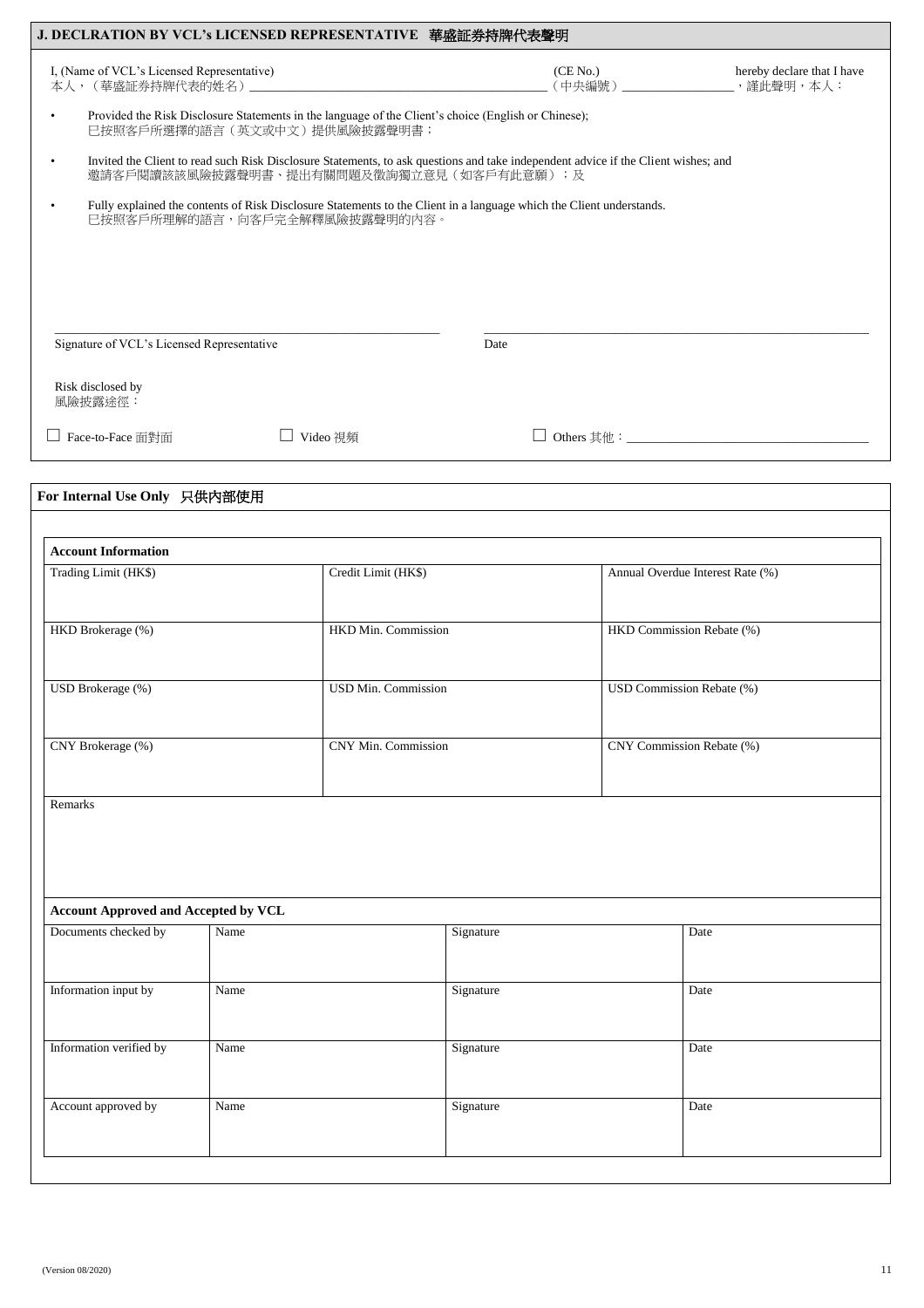## J. DECLRATION BY VCL's LICENSED REPRESENTATIVE 華盛証券持牌代表聲明

I, (Name of VCL's Licensed Representative) ______________________ (CE No.) ______________ hereby declare that I have

本人，（華盛証券持牌代表的姓名）______________________（中央編號）______________，謹此聲明，本人：

- Provided the Risk Disclosure Statements in the language of the Client's choice (English or Chinese);
  已按照客戶所選擇的語言（英文或中文）提供風險披露聲明書；
- Invited the Client to read such Risk Disclosure Statements, to ask questions and take independent advice if the Client wishes; and
  邀請客戶閱讀該該風險披露聲明書、提出有關問題及徵詢獨立意見（如客戶有此意願）；及
- Fully explained the contents of Risk Disclosure Statements to the Client in a language which the Client understands.
  已按照客戶所理解的語言，向客戶完全解釋風險披露聲明的內容。

______________________________ ______________________________

Signature of VCL's Licensed Representative Date

Risk disclosed by
風險披露途徑：

☐ Face-to-Face 面對面 ☐ Video 視頻 ☐ Others 其他：______________________

## For Internal Use Only 只供內部使用

| Account Information | | |
|---|---|---|
| Trading Limit (HK$) | Credit Limit (HK$) | Annual Overdue Interest Rate (%) |
| HKD Brokerage (%) | HKD Min. Commission | HKD Commission Rebate (%) |
| USD Brokerage (%) | USD Min. Commission | USD Commission Rebate (%) |
| CNY Brokerage (%) | CNY Min. Commission | CNY Commission Rebate (%) |
| Remarks | | |

| Account Approved and Accepted by VCL | | | |
|---|---|---|---|
| Documents checked by | Name | Signature | Date |
| Information input by | Name | Signature | Date |
| Information verified by | Name | Signature | Date |
| Account approved by | Name | Signature | Date |

(Version 08/2020)